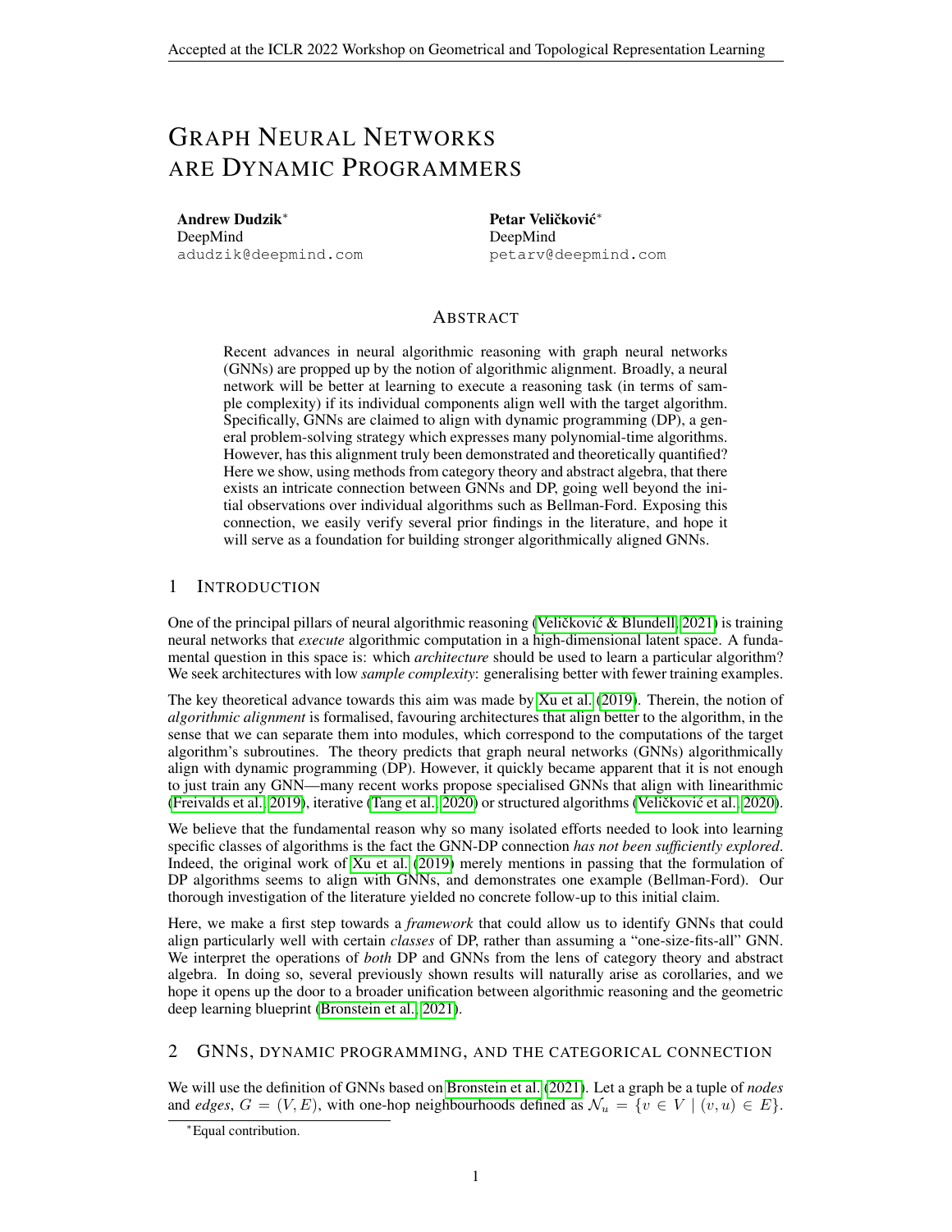# Graph Neural Networks are Dynamic Programmers

**Andrew Dudzik*** 
DeepMind 
adudzik@deepmind.com

**Petar Veličković*** 
DeepMind 
petarv@deepmind.com

## Abstract

Recent advances in neural algorithmic reasoning with graph neural networks (GNNs) are propped up by the notion of algorithmic alignment. Broadly, a neural network will be better at learning to execute a reasoning task (in terms of sample complexity) if its individual components align well with the target algorithm. Specifically, GNNs are claimed to align with dynamic programming (DP), a general problem-solving strategy which expresses many polynomial-time algorithms. However, has this alignment truly been demonstrated and theoretically quantified? Here we show, using methods from category theory and abstract algebra, that there exists an intricate connection between GNNs and DP, going well beyond the initial observations over individual algorithms such as Bellman-Ford. Exposing this connection, we easily verify several prior findings in the literature, and hope it will serve as a foundation for building stronger algorithmically aligned GNNs.

## 1 Introduction

One of the principal pillars of neural algorithmic reasoning (Veličković & Blundell, 2021) is training neural networks that *execute* algorithmic computation in a high-dimensional latent space. A fundamental question in this space is: which *architecture* should be used to learn a particular algorithm? We seek architectures with low *sample complexity*: generalising better with fewer training examples.

The key theoretical advance towards this aim was made by Xu et al. (2019). Therein, the notion of *algorithmic alignment* is formalised, favouring architectures that align better to the algorithm, in the sense that we can separate them into modules, which correspond to the computations of the target algorithm's subroutines. The theory predicts that graph neural networks (GNNs) algorithmically align with dynamic programming (DP). However, it quickly became apparent that it is not enough to just train any GNN—many recent works propose specialised GNNs that align with linearithmic (Freivalds et al., 2019), iterative (Tang et al., 2020) or structured algorithms (Veličković et al., 2020).

We believe that the fundamental reason why so many isolated efforts needed to look into learning specific classes of algorithms is the fact the GNN-DP connection *has not been sufficiently explored*. Indeed, the original work of Xu et al. (2019) merely mentions in passing that the formulation of DP algorithms seems to align with GNNs, and demonstrates one example (Bellman-Ford). Our thorough investigation of the literature yielded no concrete follow-up to this initial claim.

Here, we make a first step towards a *framework* that could allow us to identify GNNs that could align particularly well with certain *classes* of DP, rather than assuming a "one-size-fits-all" GNN. We interpret the operations of *both* DP and GNNs from the lens of category theory and abstract algebra. In doing so, several previously shown results will naturally arise as corollaries, and we hope it opens up the door to a broader unification between algorithmic reasoning and the geometric deep learning blueprint (Bronstein et al., 2021).

## 2 GNNs, Dynamic Programming, and the Categorical Connection

We will use the definition of GNNs based on Bronstein et al. (2021). Let a graph be a tuple of *nodes* and *edges*, $G = (V, E)$, with one-hop neighbourhoods defined as $\mathcal{N}_u = \{v \in V \mid (v, u) \in E\}$.

*Equal contribution.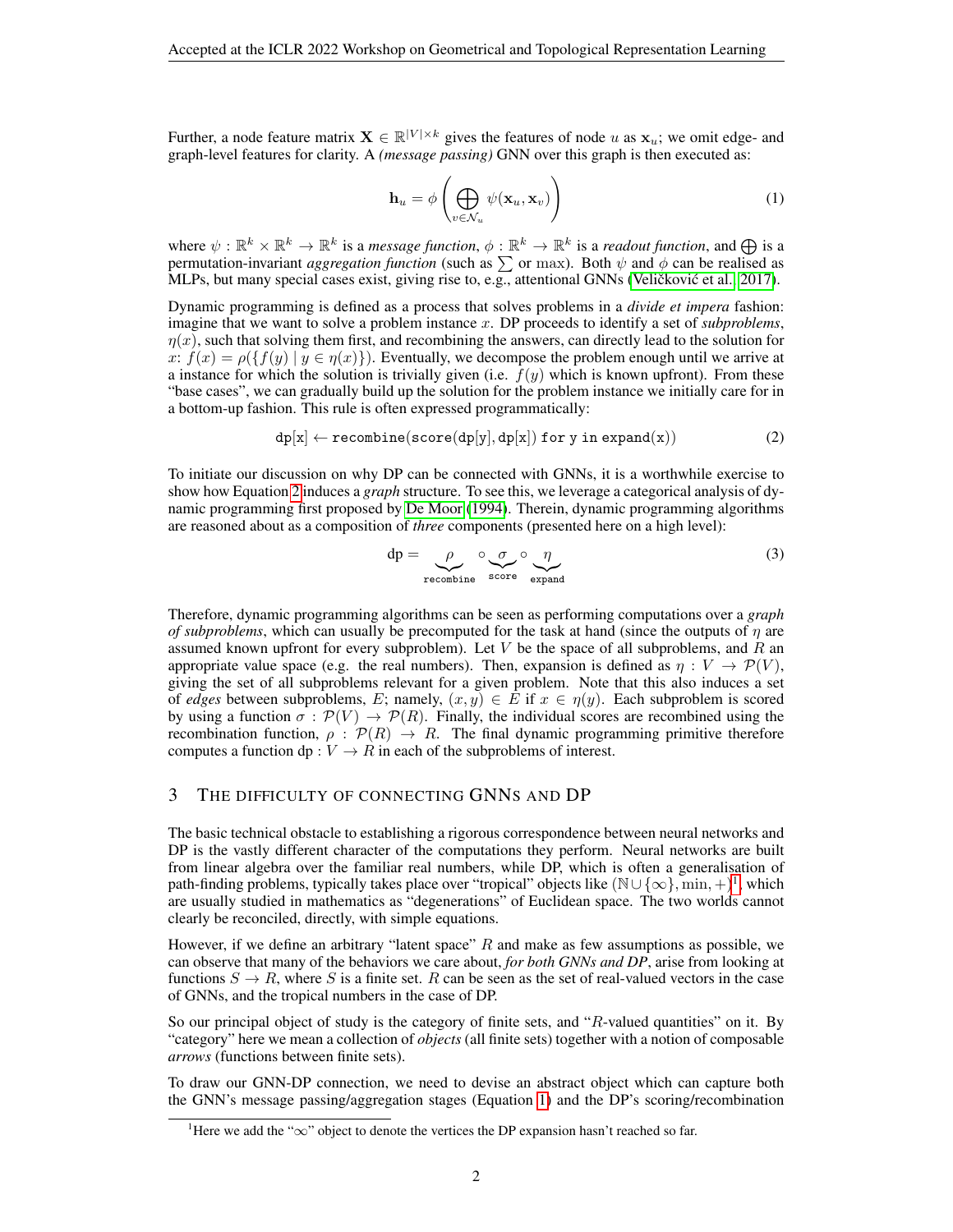Further, a node feature matrix $\mathbf{X} \in \mathbb{R}^{|V| \times k}$ gives the features of node $u$ as $\mathbf{x}_u$; we omit edge- and graph-level features for clarity. A *(message passing)* GNN over this graph is then executed as:

$$\mathbf{h}_u = \phi\left(\bigoplus_{v \in \mathcal{N}_u} \psi(\mathbf{x}_u, \mathbf{x}_v)\right) \tag{1}$$

where $\psi : \mathbb{R}^k \times \mathbb{R}^k \to \mathbb{R}^k$ is a *message function*, $\phi : \mathbb{R}^k \to \mathbb{R}^k$ is a *readout function*, and $\bigoplus$ is a permutation-invariant *aggregation function* (such as $\sum$ or $\max$). Both $\psi$ and $\phi$ can be realised as MLPs, but many special cases exist, giving rise to, e.g., attentional GNNs (Veličković et al., 2017).

Dynamic programming is defined as a process that solves problems in a *divide et impera* fashion: imagine that we want to solve a problem instance $x$. DP proceeds to identify a set of *subproblems*, $\eta(x)$, such that solving them first, and recombining the answers, can directly lead to the solution for $x$: $f(x) = \rho(\{f(y) \mid y \in \eta(x)\})$. Eventually, we decompose the problem enough until we arrive at a instance for which the solution is trivially given (i.e. $f(y)$ which is known upfront). From these "base cases", we can gradually build up the solution for the problem instance we initially care for in a bottom-up fashion. This rule is often expressed programmatically:

$$\mathtt{dp}[\mathtt{x}] \leftarrow \mathtt{recombine}(\mathtt{score}(\mathtt{dp}[\mathtt{y}], \mathtt{dp}[\mathtt{x}])\ \mathtt{for}\ \mathtt{y}\ \mathtt{in}\ \mathtt{expand}(\mathtt{x})) \tag{2}$$

To initiate our discussion on why DP can be connected with GNNs, it is a worthwhile exercise to show how Equation 2 induces a *graph* structure. To see this, we leverage a categorical analysis of dynamic programming first proposed by De Moor (1994). Therein, dynamic programming algorithms are reasoned about as a composition of *three* components (presented here on a high level):

$$\mathrm{dp} = \underbrace{\rho}_{\mathtt{recombine}} \circ \underbrace{\sigma}_{\mathtt{score}} \circ \underbrace{\eta}_{\mathtt{expand}} \tag{3}$$

Therefore, dynamic programming algorithms can be seen as performing computations over a *graph of subproblems*, which can usually be precomputed for the task at hand (since the outputs of $\eta$ are assumed known upfront for every subproblem). Let $V$ be the space of all subproblems, and $R$ an appropriate value space (e.g. the real numbers). Then, expansion is defined as $\eta : V \to \mathcal{P}(V)$, giving the set of all subproblems relevant for a given problem. Note that this also induces a set of *edges* between subproblems, $E$; namely, $(x, y) \in E$ if $x \in \eta(y)$. Each subproblem is scored by using a function $\sigma : \mathcal{P}(V) \to \mathcal{P}(R)$. Finally, the individual scores are recombined using the recombination function, $\rho : \mathcal{P}(R) \to R$. The final dynamic programming primitive therefore computes a function $\mathrm{dp} : V \to R$ in each of the subproblems of interest.

## 3 The difficulty of connecting GNNs and DP

The basic technical obstacle to establishing a rigorous correspondence between neural networks and DP is the vastly different character of the computations they perform. Neural networks are built from linear algebra over the familiar real numbers, while DP, which is often a generalisation of path-finding problems, typically takes place over "tropical" objects like $(\mathbb{N} \cup \{\infty\}, \min, +)$[1], which are usually studied in mathematics as "degenerations" of Euclidean space. The two worlds cannot clearly be reconciled, directly, with simple equations.

However, if we define an arbitrary "latent space" $R$ and make as few assumptions as possible, we can observe that many of the behaviors we care about, *for both GNNs and DP*, arise from looking at functions $S \to R$, where $S$ is a finite set. $R$ can be seen as the set of real-valued vectors in the case of GNNs, and the tropical numbers in the case of DP.

So our principal object of study is the category of finite sets, and "$R$-valued quantities" on it. By "category" here we mean a collection of *objects* (all finite sets) together with a notion of composable *arrows* (functions between finite sets).

To draw our GNN-DP connection, we need to devise an abstract object which can capture both the GNN's message passing/aggregation stages (Equation 1) and the DP's scoring/recombination

[1] Here we add the "$\infty$" object to denote the vertices the DP expansion hasn't reached so far.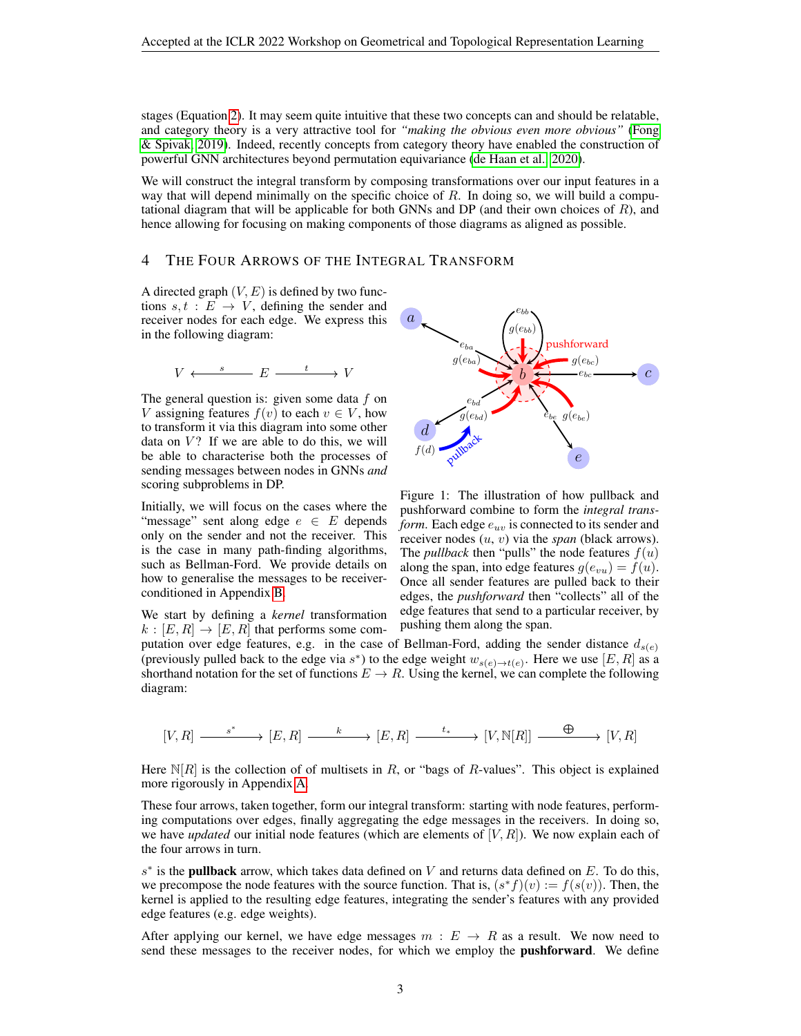stages (Equation 2). It may seem quite intuitive that these two concepts can and should be relatable, and category theory is a very attractive tool for *"making the obvious even more obvious"* (Fong & Spivak, 2019). Indeed, recently concepts from category theory have enabled the construction of powerful GNN architectures beyond permutation equivariance (de Haan et al., 2020).

We will construct the integral transform by composing transformations over our input features in a way that will depend minimally on the specific choice of $R$. In doing so, we will build a computational diagram that will be applicable for both GNNs and DP (and their own choices of $R$), and hence allowing for focusing on making components of those diagrams as aligned as possible.

## 4 The Four Arrows of the Integral Transform

A directed graph $(V, E)$ is defined by two functions $s, t : E \to V$, defining the sender and receiver nodes for each edge. We express this in the following diagram:

$$V \xleftarrow{\;s\;} E \xrightarrow{\;t\;} V$$

The general question is: given some data $f$ on $V$ assigning features $f(v)$ to each $v \in V$, how to transform it via this diagram into some other data on $V$? If we are able to do this, we will be able to characterise both the processes of sending messages between nodes in GNNs *and* scoring subproblems in DP.

Figure 1: The illustration of how pullback and pushforward combine to form the *integral transform*. Each edge $e_{uv}$ is connected to its sender and receiver nodes $(u, v)$ via the *span* (black arrows). The *pullback* then "pulls" the node features $f(u)$ along the span, into edge features $g(e_{vu}) = f(u)$. Once all sender features are pulled back to their edges, the *pushforward* then "collects" all of the edge features that send to a particular receiver, by pushing them along the span.

Initially, we will focus on the cases where the "message" sent along edge $e \in E$ depends only on the sender and not the receiver. This is the case in many path-finding algorithms, such as Bellman-Ford. We provide details on how to generalise the messages to be receiver-conditioned in Appendix B.

We start by defining a *kernel* transformation $k : [E, R] \to [E, R]$ that performs some computation over edge features, e.g. in the case of Bellman-Ford, adding the sender distance $d_{s(e)}$ (previously pulled back to the edge via $s^*$) to the edge weight $w_{s(e)\to t(e)}$. Here we use $[E, R]$ as a shorthand notation for the set of functions $E \to R$. Using the kernel, we can complete the following diagram:

$$[V, R] \xrightarrow{\;s^*\;} [E, R] \xrightarrow{\;k\;} [E, R] \xrightarrow{\;t_*\;} [V, \mathbb{N}[R]] \xrightarrow{\;\bigoplus\;} [V, R]$$

Here $\mathbb{N}[R]$ is the collection of of multisets in $R$, or "bags of $R$-values". This object is explained more rigorously in Appendix A.

These four arrows, taken together, form our integral transform: starting with node features, performing computations over edges, finally aggregating the edge messages in the receivers. In doing so, we have *updated* our initial node features (which are elements of $[V, R]$). We now explain each of the four arrows in turn.

$s^*$ is the **pullback** arrow, which takes data defined on $V$ and returns data defined on $E$. To do this, we precompose the node features with the source function. That is, $(s^*f)(v) := f(s(v))$. Then, the kernel is applied to the resulting edge features, integrating the sender's features with any provided edge features (e.g. edge weights).

After applying our kernel, we have edge messages $m : E \to R$ as a result. We now need to send these messages to the receiver nodes, for which we employ the **pushforward**. We define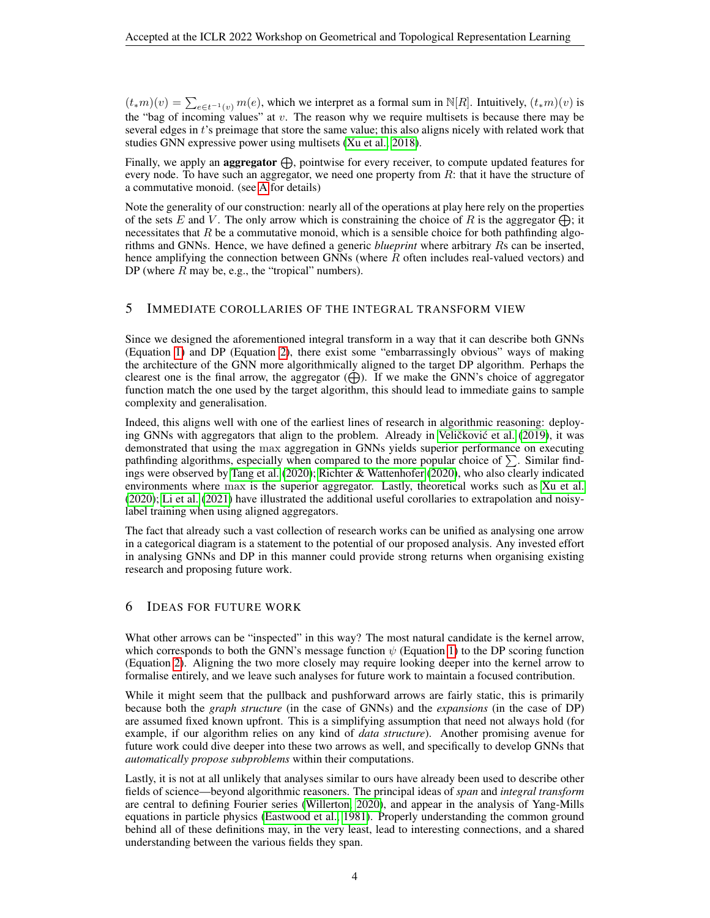$(t_*m)(v) = \sum_{e \in t^{-1}(v)} m(e)$, which we interpret as a formal sum in $\mathbb{N}[R]$. Intuitively, $(t_*m)(v)$ is the "bag of incoming values" at $v$. The reason why we require multisets is because there may be several edges in $t$'s preimage that store the same value; this also aligns nicely with related work that studies GNN expressive power using multisets (Xu et al., 2018).

Finally, we apply an **aggregator** $\bigoplus$, pointwise for every receiver, to compute updated features for every node. To have such an aggregator, we need one property from $R$: that it have the structure of a commutative monoid. (see A for details)

Note the generality of our construction: nearly all of the operations at play here rely on the properties of the sets $E$ and $V$. The only arrow which is constraining the choice of $R$ is the aggregator $\bigoplus$; it necessitates that $R$ be a commutative monoid, which is a sensible choice for both pathfinding algorithms and GNNs. Hence, we have defined a generic *blueprint* where arbitrary $R$s can be inserted, hence amplifying the connection between GNNs (where $R$ often includes real-valued vectors) and DP (where $R$ may be, e.g., the "tropical" numbers).

# 5 Immediate corollaries of the integral transform view

Since we designed the aforementioned integral transform in a way that it can describe both GNNs (Equation 1) and DP (Equation 2), there exist some "embarrassingly obvious" ways of making the architecture of the GNN more algorithmically aligned to the target DP algorithm. Perhaps the clearest one is the final arrow, the aggregator ($\bigoplus$). If we make the GNN's choice of aggregator function match the one used by the target algorithm, this should lead to immediate gains to sample complexity and generalisation.

Indeed, this aligns well with one of the earliest lines of research in algorithmic reasoning: deploying GNNs with aggregators that align to the problem. Already in Veličković et al. (2019), it was demonstrated that using the $\max$ aggregation in GNNs yields superior performance on executing pathfinding algorithms, especially when compared to the more popular choice of $\sum$. Similar findings were observed by Tang et al. (2020); Richter & Wattenhofer (2020), who also clearly indicated environments where $\max$ is the superior aggregator. Lastly, theoretical works such as Xu et al. (2020); Li et al. (2021) have illustrated the additional useful corollaries to extrapolation and noisy-label training when using aligned aggregators.

The fact that already such a vast collection of research works can be unified as analysing one arrow in a categorical diagram is a statement to the potential of our proposed analysis. Any invested effort in analysing GNNs and DP in this manner could provide strong returns when organising existing research and proposing future work.

# 6 Ideas for future work

What other arrows can be "inspected" in this way? The most natural candidate is the kernel arrow, which corresponds to both the GNN's message function $\psi$ (Equation 1) to the DP scoring function (Equation 2). Aligning the two more closely may require looking deeper into the kernel arrow to formalise entirely, and we leave such analyses for future work to maintain a focused contribution.

While it might seem that the pullback and pushforward arrows are fairly static, this is primarily because both the *graph structure* (in the case of GNNs) and the *expansions* (in the case of DP) are assumed fixed known upfront. This is a simplifying assumption that need not always hold (for example, if our algorithm relies on any kind of *data structure*). Another promising avenue for future work could dive deeper into these two arrows as well, and specifically to develop GNNs that *automatically propose subproblems* within their computations.

Lastly, it is not at all unlikely that analyses similar to ours have already been used to describe other fields of science—beyond algorithmic reasoners. The principal ideas of *span* and *integral transform* are central to defining Fourier series (Willerton, 2020), and appear in the analysis of Yang-Mills equations in particle physics (Eastwood et al., 1981). Properly understanding the common ground behind all of these definitions may, in the very least, lead to interesting connections, and a shared understanding between the various fields they span.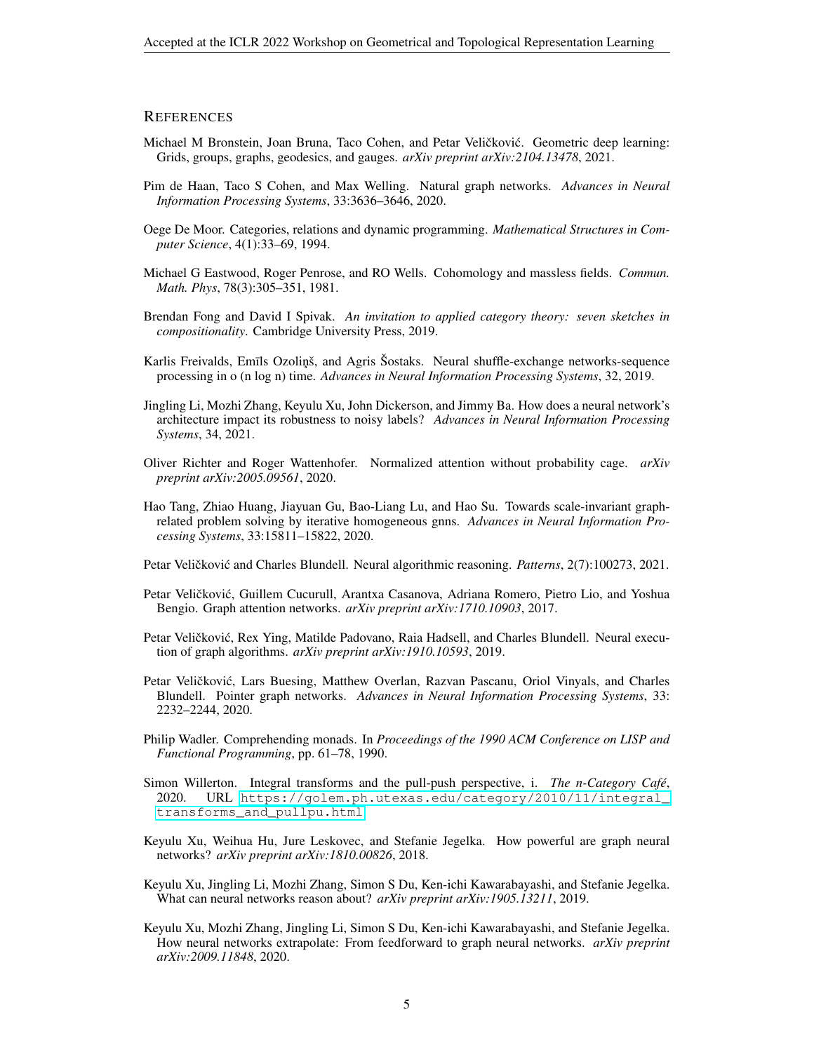## REFERENCES

Michael M Bronstein, Joan Bruna, Taco Cohen, and Petar Veličković. Geometric deep learning: Grids, groups, graphs, geodesics, and gauges. *arXiv preprint arXiv:2104.13478*, 2021.

Pim de Haan, Taco S Cohen, and Max Welling. Natural graph networks. *Advances in Neural Information Processing Systems*, 33:3636–3646, 2020.

Oege De Moor. Categories, relations and dynamic programming. *Mathematical Structures in Computer Science*, 4(1):33–69, 1994.

Michael G Eastwood, Roger Penrose, and RO Wells. Cohomology and massless fields. *Commun. Math. Phys*, 78(3):305–351, 1981.

Brendan Fong and David I Spivak. *An invitation to applied category theory: seven sketches in compositionality*. Cambridge University Press, 2019.

Karlis Freivalds, Emīls Ozoliņš, and Agris Šostaks. Neural shuffle-exchange networks-sequence processing in o (n log n) time. *Advances in Neural Information Processing Systems*, 32, 2019.

Jingling Li, Mozhi Zhang, Keyulu Xu, John Dickerson, and Jimmy Ba. How does a neural network's architecture impact its robustness to noisy labels? *Advances in Neural Information Processing Systems*, 34, 2021.

Oliver Richter and Roger Wattenhofer. Normalized attention without probability cage. *arXiv preprint arXiv:2005.09561*, 2020.

Hao Tang, Zhiao Huang, Jiayuan Gu, Bao-Liang Lu, and Hao Su. Towards scale-invariant graph-related problem solving by iterative homogeneous gnns. *Advances in Neural Information Processing Systems*, 33:15811–15822, 2020.

Petar Veličković and Charles Blundell. Neural algorithmic reasoning. *Patterns*, 2(7):100273, 2021.

Petar Veličković, Guillem Cucurull, Arantxa Casanova, Adriana Romero, Pietro Lio, and Yoshua Bengio. Graph attention networks. *arXiv preprint arXiv:1710.10903*, 2017.

Petar Veličković, Rex Ying, Matilde Padovano, Raia Hadsell, and Charles Blundell. Neural execution of graph algorithms. *arXiv preprint arXiv:1910.10593*, 2019.

Petar Veličković, Lars Buesing, Matthew Overlan, Razvan Pascanu, Oriol Vinyals, and Charles Blundell. Pointer graph networks. *Advances in Neural Information Processing Systems*, 33: 2232–2244, 2020.

Philip Wadler. Comprehending monads. In *Proceedings of the 1990 ACM Conference on LISP and Functional Programming*, pp. 61–78, 1990.

Simon Willerton. Integral transforms and the pull-push perspective, i. *The n-Category Café*, 2020. URL https://golem.ph.utexas.edu/category/2010/11/integral_transforms_and_pullpu.html.

Keyulu Xu, Weihua Hu, Jure Leskovec, and Stefanie Jegelka. How powerful are graph neural networks? *arXiv preprint arXiv:1810.00826*, 2018.

Keyulu Xu, Jingling Li, Mozhi Zhang, Simon S Du, Ken-ichi Kawarabayashi, and Stefanie Jegelka. What can neural networks reason about? *arXiv preprint arXiv:1905.13211*, 2019.

Keyulu Xu, Mozhi Zhang, Jingling Li, Simon S Du, Ken-ichi Kawarabayashi, and Stefanie Jegelka. How neural networks extrapolate: From feedforward to graph neural networks. *arXiv preprint arXiv:2009.11848*, 2020.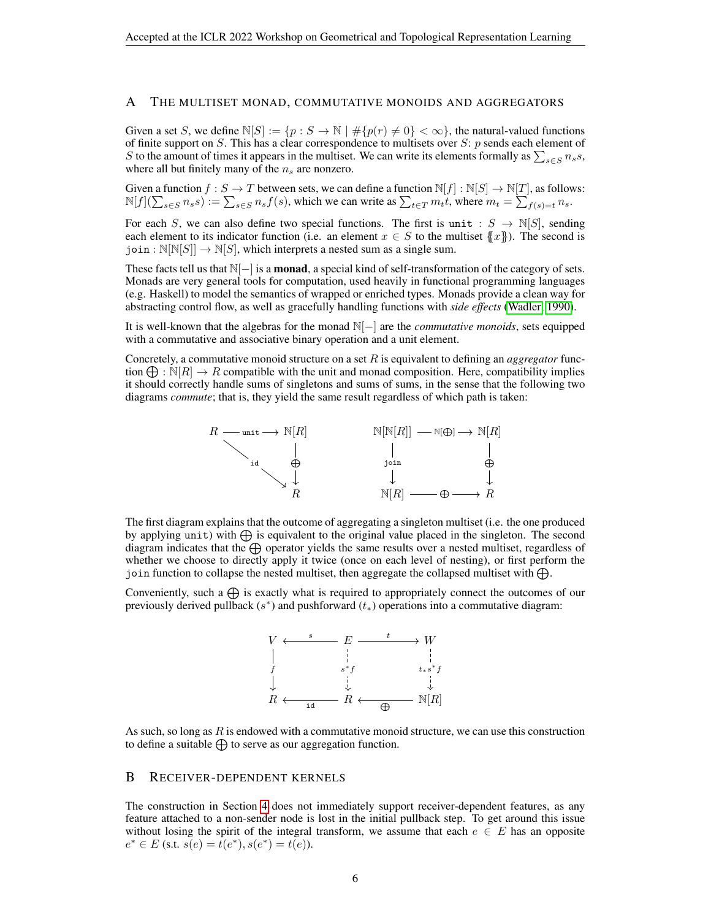## A The multiset monad, commutative monoids and aggregators

Given a set $S$, we define $\mathbb{N}[S] := \{p : S \to \mathbb{N} \mid \#\{p(r) \neq 0\} < \infty\}$, the natural-valued functions of finite support on $S$. This has a clear correspondence to multisets over $S$: $p$ sends each element of $S$ to the amount of times it appears in the multiset. We can write its elements formally as $\sum_{s \in S} n_s s$, where all but finitely many of the $n_s$ are nonzero.

Given a function $f : S \to T$ between sets, we can define a function $\mathbb{N}[f] : \mathbb{N}[S] \to \mathbb{N}[T]$, as follows: $\mathbb{N}[f](\sum_{s \in S} n_s s) := \sum_{s \in S} n_s f(s)$, which we can write as $\sum_{t \in T} m_t t$, where $m_t = \sum_{f(s)=t} n_s$.

For each $S$, we can also define two special functions. The first is $\texttt{unit} : S \to \mathbb{N}[S]$, sending each element to its indicator function (i.e. an element $x \in S$ to the multiset $\{\!\{x\}\!\}$). The second is $\texttt{join} : \mathbb{N}[\mathbb{N}[S]] \to \mathbb{N}[S]$, which interprets a nested sum as a single sum.

These facts tell us that $\mathbb{N}[-]$ is a **monad**, a special kind of self-transformation of the category of sets. Monads are very general tools for computation, used heavily in functional programming languages (e.g. Haskell) to model the semantics of wrapped or enriched types. Monads provide a clean way for abstracting control flow, as well as gracefully handling functions with *side effects* (Wadler, 1990).

It is well-known that the algebras for the monad $\mathbb{N}[-]$ are the *commutative monoids*, sets equipped with a commutative and associative binary operation and a unit element.

Concretely, a commutative monoid structure on a set $R$ is equivalent to defining an *aggregator* function $\bigoplus : \mathbb{N}[R] \to R$ compatible with the unit and monad composition. Here, compatibility implies it should correctly handle sums of singletons and sums of sums, in the sense that the following two diagrams *commute*; that is, they yield the same result regardless of which path is taken:

$$
\begin{array}{ccc}
R & \xrightarrow{\texttt{unit}} & \mathbb{N}[R] \\
& \searrow^{\texttt{id}} & \downarrow \bigoplus \\
& & R
\end{array}
\qquad\qquad
\begin{array}{ccc}
\mathbb{N}[\mathbb{N}[R]] & \xrightarrow{\mathbb{N}[\bigoplus]} & \mathbb{N}[R] \\
\downarrow \texttt{join} & & \downarrow \bigoplus \\
\mathbb{N}[R] & \xrightarrow{\bigoplus} & R
\end{array}
$$

The first diagram explains that the outcome of aggregating a singleton multiset (i.e. the one produced by applying $\texttt{unit}$) with $\bigoplus$ is equivalent to the original value placed in the singleton. The second diagram indicates that the $\bigoplus$ operator yields the same results over a nested multiset, regardless of whether we choose to directly apply it twice (once on each level of nesting), or first perform the $\texttt{join}$ function to collapse the nested multiset, then aggregate the collapsed multiset with $\bigoplus$.

Conveniently, such a $\bigoplus$ is exactly what is required to appropriately connect the outcomes of our previously derived pullback ($s^*$) and pushforward ($t_*$) operations into a commutative diagram:

$$
\begin{array}{ccccc}
V & \xleftarrow{s} & E & \xrightarrow{t} & W \\
\downarrow f & & \downarrow s^*f & & \downarrow t_*s^*f \\
R & \xleftarrow{\texttt{id}} & R & \xleftarrow{\bigoplus} & \mathbb{N}[R]
\end{array}
$$

As such, so long as $R$ is endowed with a commutative monoid structure, we can use this construction to define a suitable $\bigoplus$ to serve as our aggregation function.

## B Receiver-dependent kernels

The construction in Section 4 does not immediately support receiver-dependent features, as any feature attached to a non-sender node is lost in the initial pullback step. To get around this issue without losing the spirit of the integral transform, we assume that each $e \in E$ has an opposite $e^* \in E$ (s.t. $s(e) = t(e^*), s(e^*) = t(e)$).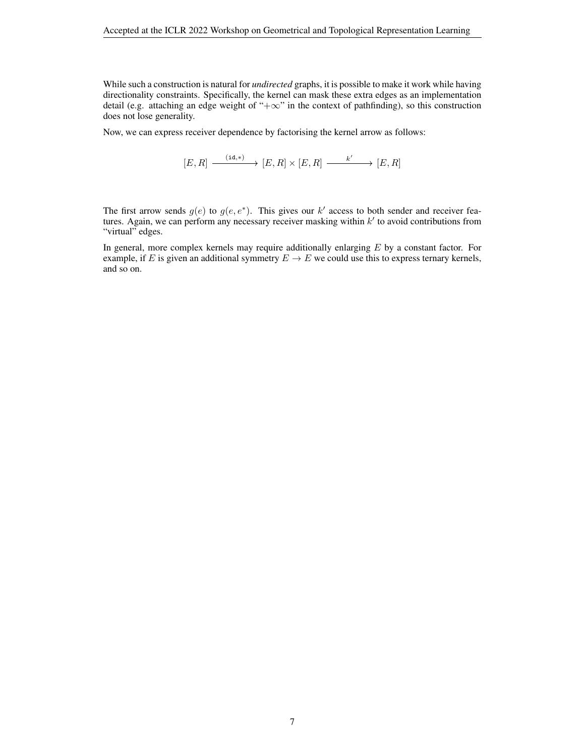While such a construction is natural for *undirected* graphs, it is possible to make it work while having directionality constraints. Specifically, the kernel can mask these extra edges as an implementation detail (e.g. attaching an edge weight of "$+\infty$" in the context of pathfinding), so this construction does not lose generality.

Now, we can express receiver dependence by factorising the kernel arrow as follows:

$$[E, R] \xrightarrow{(\mathtt{id}, *)} [E, R] \times [E, R] \xrightarrow{\quad k' \quad} [E, R]$$

The first arrow sends $g(e)$ to $g(e, e^*)$. This gives our $k'$ access to both sender and receiver features. Again, we can perform any necessary receiver masking within $k'$ to avoid contributions from "virtual" edges.

In general, more complex kernels may require additionally enlarging $E$ by a constant factor. For example, if $E$ is given an additional symmetry $E \to E$ we could use this to express ternary kernels, and so on.